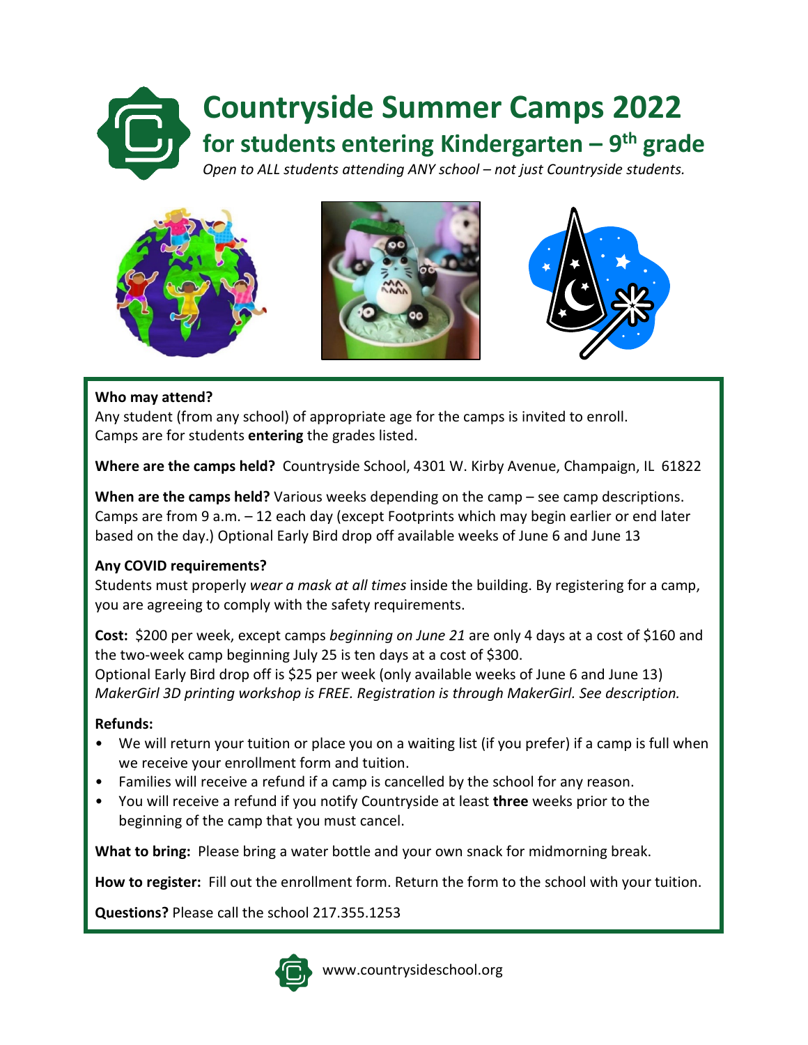# Countryside Summer Camps 2022

## for students entering Kindergarten – 9th grade

*Open to ALL students attending ANY school – not just Countryside students.*

**Who may attend?**
Any student (from any school) of appropriate age for the camps is invited to enroll.
Camps are for students **entering** the grades listed.

**Where are the camps held?** Countryside School, 4301 W. Kirby Avenue, Champaign, IL 61822

**When are the camps held?** Various weeks depending on the camp – see camp descriptions. Camps are from 9 a.m. – 12 each day (except Footprints which may begin earlier or end later based on the day.) Optional Early Bird drop off available weeks of June 6 and June 13

**Any COVID requirements?**
Students must properly *wear a mask at all times* inside the building. By registering for a camp, you are agreeing to comply with the safety requirements.

**Cost:** $200 per week, except camps *beginning on June 21* are only 4 days at a cost of $160 and the two-week camp beginning July 25 is ten days at a cost of $300.
Optional Early Bird drop off is $25 per week (only available weeks of June 6 and June 13)
*MakerGirl 3D printing workshop is FREE. Registration is through MakerGirl. See description.*

**Refunds:**

- We will return your tuition or place you on a waiting list (if you prefer) if a camp is full when we receive your enrollment form and tuition.
- Families will receive a refund if a camp is cancelled by the school for any reason.
- You will receive a refund if you notify Countryside at least **three** weeks prior to the beginning of the camp that you must cancel.

**What to bring:** Please bring a water bottle and your own snack for midmorning break.

**How to register:** Fill out the enrollment form. Return the form to the school with your tuition.

**Questions?** Please call the school 217.355.1253

www.countrysideschool.org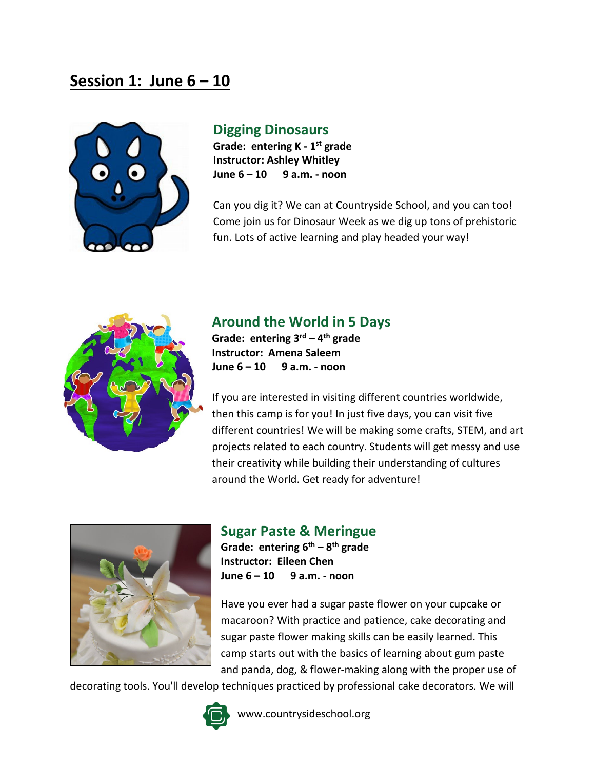# Session 1: June 6 – 10

## Digging Dinosaurs

**Grade: entering K - 1st grade**
**Instructor: Ashley Whitley**
**June 6 – 10 9 a.m. - noon**

Can you dig it? We can at Countryside School, and you can too! Come join us for Dinosaur Week as we dig up tons of prehistoric fun. Lots of active learning and play headed your way!

## Around the World in 5 Days

**Grade: entering 3rd – 4th grade**
**Instructor: Amena Saleem**
**June 6 – 10 9 a.m. - noon**

If you are interested in visiting different countries worldwide, then this camp is for you! In just five days, you can visit five different countries! We will be making some crafts, STEM, and art projects related to each country. Students will get messy and use their creativity while building their understanding of cultures around the World. Get ready for adventure!

## Sugar Paste & Meringue

**Grade: entering 6th – 8th grade**
**Instructor: Eileen Chen**
**June 6 – 10 9 a.m. - noon**

Have you ever had a sugar paste flower on your cupcake or macaroon? With practice and patience, cake decorating and sugar paste flower making skills can be easily learned. This camp starts out with the basics of learning about gum paste and panda, dog, & flower-making along with the proper use of decorating tools. You'll develop techniques practiced by professional cake decorators. We will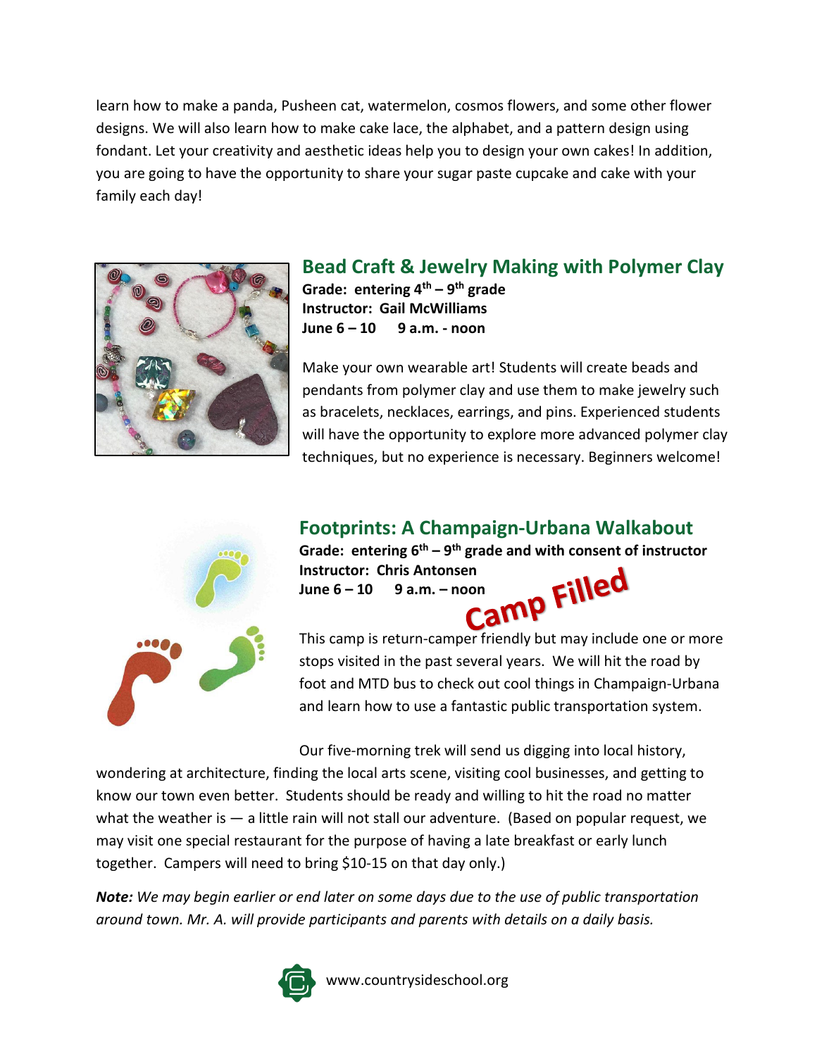learn how to make a panda, Pusheen cat, watermelon, cosmos flowers, and some other flower designs. We will also learn how to make cake lace, the alphabet, and a pattern design using fondant. Let your creativity and aesthetic ideas help you to design your own cakes! In addition, you are going to have the opportunity to share your sugar paste cupcake and cake with your family each day!

## Bead Craft & Jewelry Making with Polymer Clay

**Grade: entering 4th – 9th grade**
**Instructor: Gail McWilliams**
**June 6 – 10 9 a.m. - noon**

Make your own wearable art! Students will create beads and pendants from polymer clay and use them to make jewelry such as bracelets, necklaces, earrings, and pins. Experienced students will have the opportunity to explore more advanced polymer clay techniques, but no experience is necessary. Beginners welcome!

## Footprints: A Champaign-Urbana Walkabout

**Grade: entering 6th – 9th grade and with consent of instructor**
**Instructor: Chris Antonsen**
**June 6 – 10 9 a.m. – noon**

**Camp Filled**

This camp is return-camper friendly but may include one or more stops visited in the past several years. We will hit the road by foot and MTD bus to check out cool things in Champaign-Urbana and learn how to use a fantastic public transportation system.

Our five-morning trek will send us digging into local history, wondering at architecture, finding the local arts scene, visiting cool businesses, and getting to know our town even better. Students should be ready and willing to hit the road no matter what the weather is — a little rain will not stall our adventure. (Based on popular request, we may visit one special restaurant for the purpose of having a late breakfast or early lunch together. Campers will need to bring $10-15 on that day only.)

***Note:*** *We may begin earlier or end later on some days due to the use of public transportation around town. Mr. A. will provide participants and parents with details on a daily basis.*

www.countrysideschool.org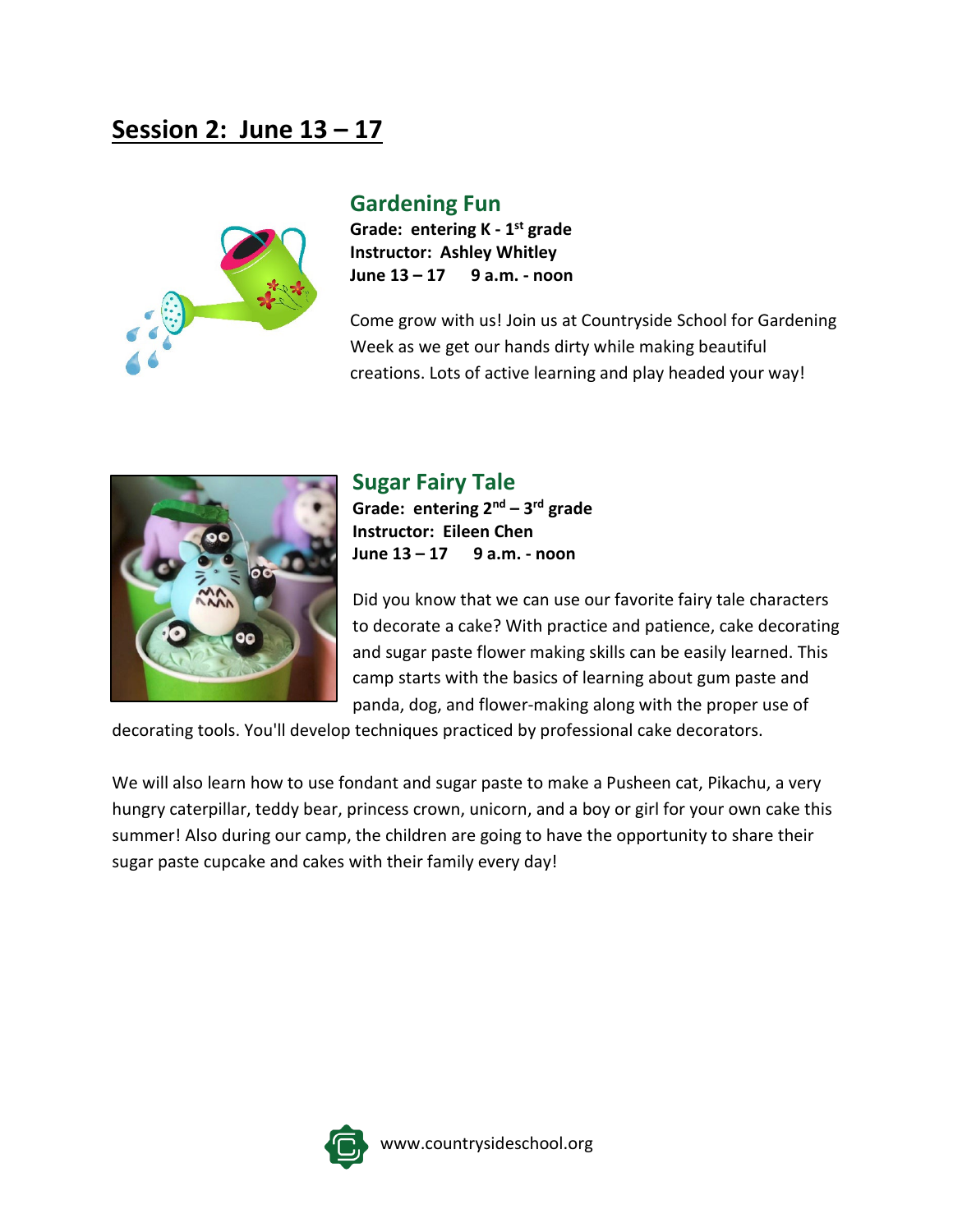## Session 2: June 13 – 17

### Gardening Fun

**Grade: entering K - 1st grade**
**Instructor: Ashley Whitley**
**June 13 – 17 9 a.m. - noon**

Come grow with us! Join us at Countryside School for Gardening Week as we get our hands dirty while making beautiful creations. Lots of active learning and play headed your way!

### Sugar Fairy Tale

**Grade: entering 2nd – 3rd grade**
**Instructor: Eileen Chen**
**June 13 – 17 9 a.m. - noon**

Did you know that we can use our favorite fairy tale characters to decorate a cake? With practice and patience, cake decorating and sugar paste flower making skills can be easily learned. This camp starts with the basics of learning about gum paste and panda, dog, and flower-making along with the proper use of decorating tools. You'll develop techniques practiced by professional cake decorators.

We will also learn how to use fondant and sugar paste to make a Pusheen cat, Pikachu, a very hungry caterpillar, teddy bear, princess crown, unicorn, and a boy or girl for your own cake this summer! Also during our camp, the children are going to have the opportunity to share their sugar paste cupcake and cakes with their family every day!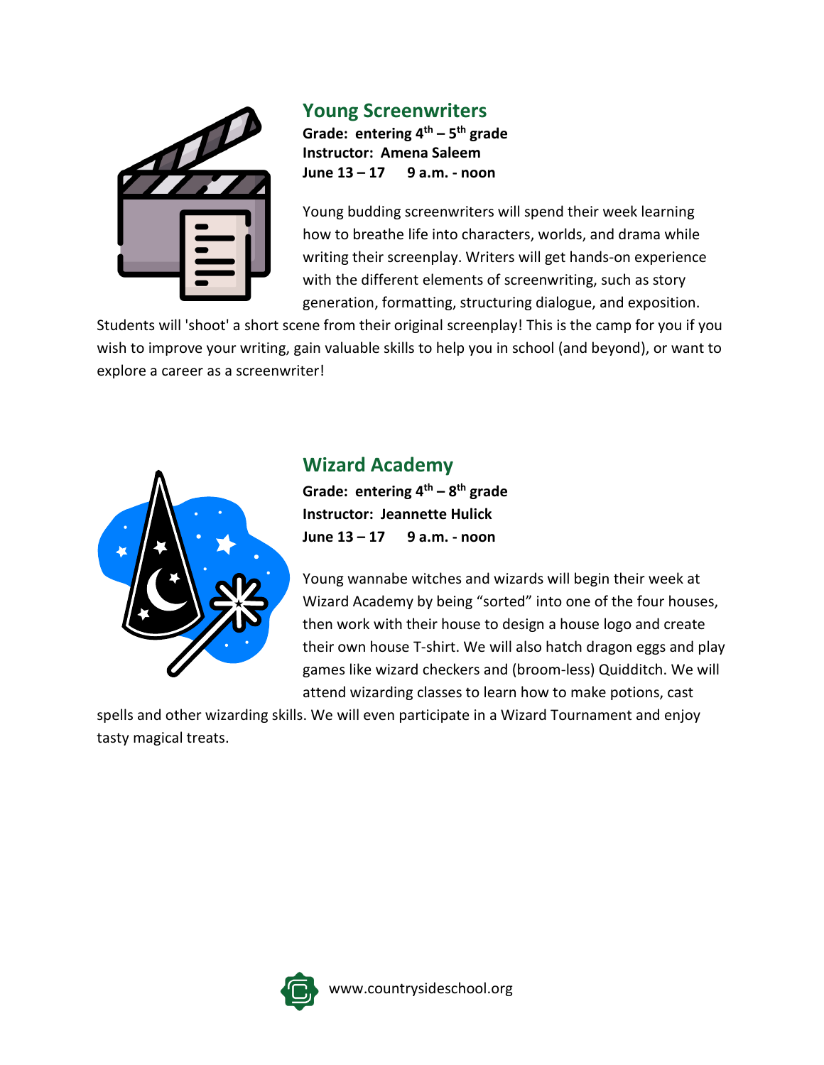## Young Screenwriters

**Grade: entering 4th – 5th grade**
**Instructor: Amena Saleem**
**June 13 – 17 9 a.m. - noon**

Young budding screenwriters will spend their week learning how to breathe life into characters, worlds, and drama while writing their screenplay. Writers will get hands-on experience with the different elements of screenwriting, such as story generation, formatting, structuring dialogue, and exposition. Students will 'shoot' a short scene from their original screenplay! This is the camp for you if you wish to improve your writing, gain valuable skills to help you in school (and beyond), or want to explore a career as a screenwriter!

## Wizard Academy

**Grade: entering 4th – 8th grade**
**Instructor: Jeannette Hulick**
**June 13 – 17 9 a.m. - noon**

Young wannabe witches and wizards will begin their week at Wizard Academy by being "sorted" into one of the four houses, then work with their house to design a house logo and create their own house T-shirt. We will also hatch dragon eggs and play games like wizard checkers and (broom-less) Quidditch. We will attend wizarding classes to learn how to make potions, cast spells and other wizarding skills. We will even participate in a Wizard Tournament and enjoy tasty magical treats.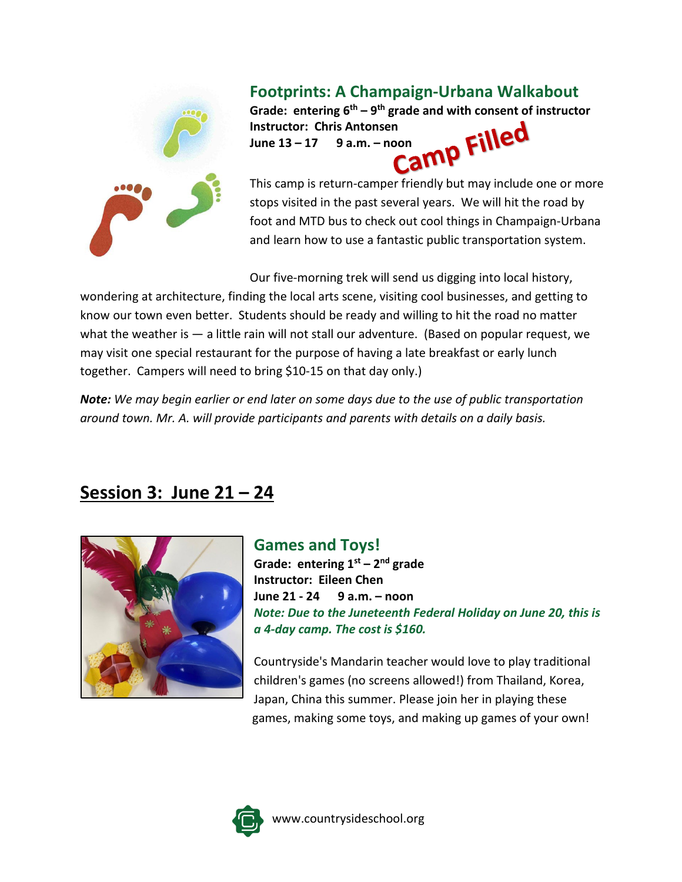## Footprints: A Champaign-Urbana Walkabout

**Grade: entering 6th – 9th grade and with consent of instructor**
**Instructor: Chris Antonsen**
**June 13 – 17 9 a.m. – noon**

**Camp Filled**

This camp is return-camper friendly but may include one or more stops visited in the past several years. We will hit the road by foot and MTD bus to check out cool things in Champaign-Urbana and learn how to use a fantastic public transportation system.

Our five-morning trek will send us digging into local history, wondering at architecture, finding the local arts scene, visiting cool businesses, and getting to know our town even better. Students should be ready and willing to hit the road no matter what the weather is — a little rain will not stall our adventure. (Based on popular request, we may visit one special restaurant for the purpose of having a late breakfast or early lunch together. Campers will need to bring $10-15 on that day only.)

***Note:*** *We may begin earlier or end later on some days due to the use of public transportation around town. Mr. A. will provide participants and parents with details on a daily basis.*

# Session 3: June 21 – 24

## Games and Toys!

**Grade: entering 1st – 2nd grade**
**Instructor: Eileen Chen**
**June 21 - 24 9 a.m. – noon**
***Note: Due to the Juneteenth Federal Holiday on June 20, this is a 4-day camp. The cost is $160.***

Countryside's Mandarin teacher would love to play traditional children's games (no screens allowed!) from Thailand, Korea, Japan, China this summer. Please join her in playing these games, making some toys, and making up games of your own!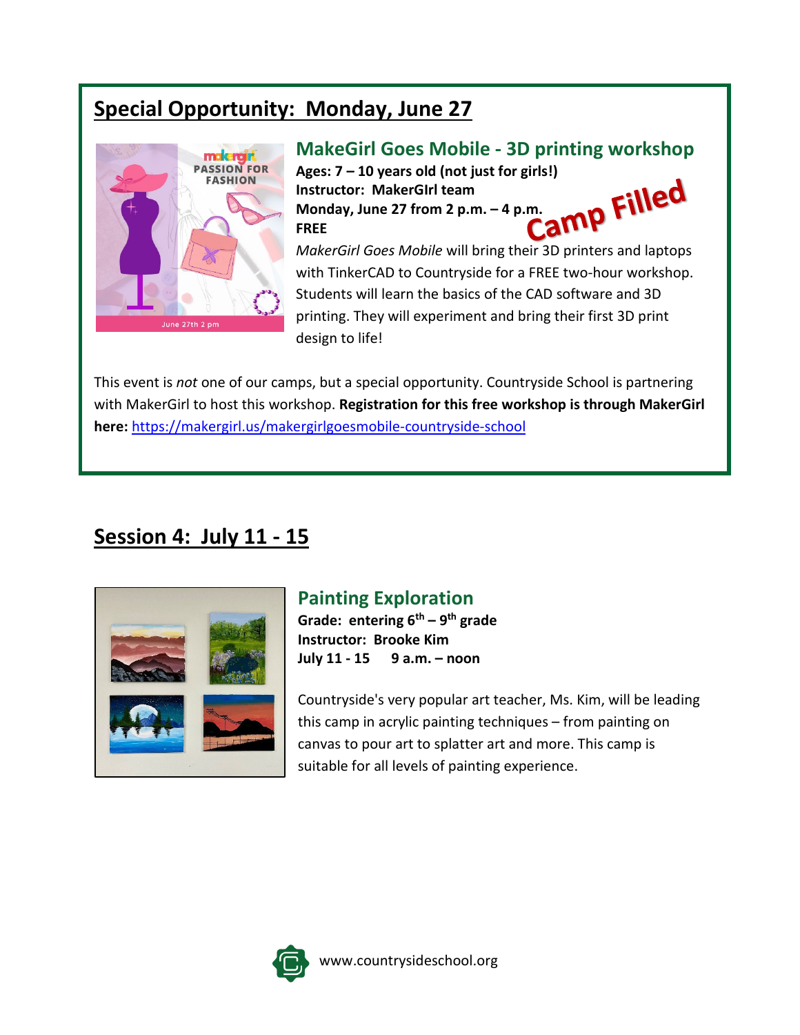## Special Opportunity: Monday, June 27

### MakeGirl Goes Mobile - 3D printing workshop

**Ages: 7 – 10 years old (not just for girls!)**
**Instructor: MakerGIrl team**
**Monday, June 27 from 2 p.m. – 4 p.m.**
**FREE**

Camp Filled

*MakerGirl Goes Mobile* will bring their 3D printers and laptops with TinkerCAD to Countryside for a FREE two-hour workshop. Students will learn the basics of the CAD software and 3D printing. They will experiment and bring their first 3D print design to life!

This event is *not* one of our camps, but a special opportunity. Countryside School is partnering with MakerGirl to host this workshop. **Registration for this free workshop is through MakerGirl here:** https://makergirl.us/makergirlgoesmobile-countryside-school

## Session 4: July 11 - 15

### Painting Exploration

**Grade: entering 6th – 9th grade**
**Instructor: Brooke Kim**
**July 11 - 15 9 a.m. – noon**

Countryside's very popular art teacher, Ms. Kim, will be leading this camp in acrylic painting techniques – from painting on canvas to pour art to splatter art and more. This camp is suitable for all levels of painting experience.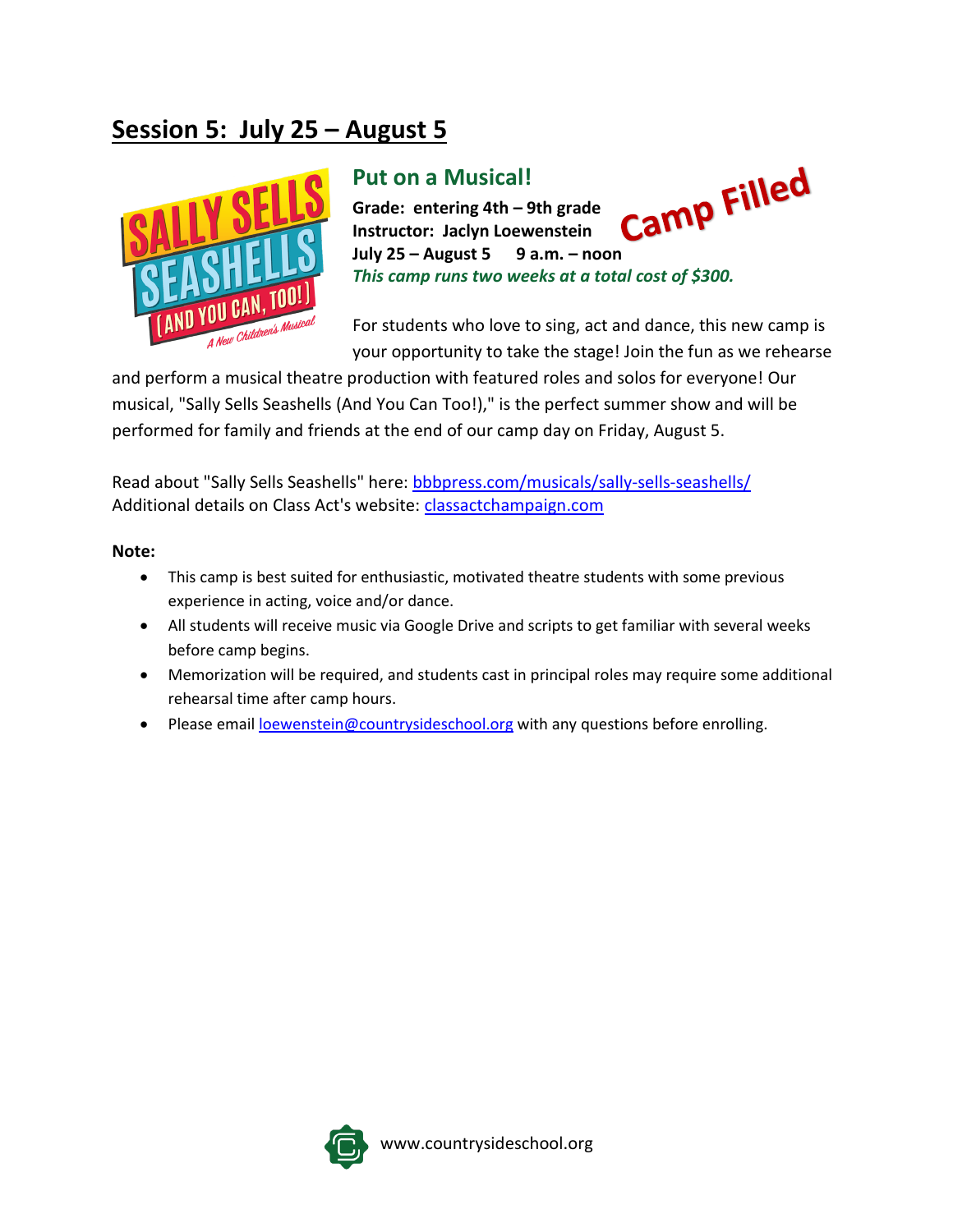## Session 5: July 25 – August 5

### Put on a Musical!

Camp Filled

**Grade: entering 4th – 9th grade**
**Instructor: Jaclyn Loewenstein**
**July 25 – August 5 9 a.m. – noon**
***This camp runs two weeks at a total cost of $300.***

For students who love to sing, act and dance, this new camp is your opportunity to take the stage! Join the fun as we rehearse and perform a musical theatre production with featured roles and solos for everyone! Our musical, "Sally Sells Seashells (And You Can Too!)," is the perfect summer show and will be performed for family and friends at the end of our camp day on Friday, August 5.

Read about "Sally Sells Seashells" here: bbbpress.com/musicals/sally-sells-seashells/
Additional details on Class Act's website: classactchampaign.com

**Note:**

- This camp is best suited for enthusiastic, motivated theatre students with some previous experience in acting, voice and/or dance.
- All students will receive music via Google Drive and scripts to get familiar with several weeks before camp begins.
- Memorization will be required, and students cast in principal roles may require some additional rehearsal time after camp hours.
- Please email loewenstein@countrysideschool.org with any questions before enrolling.